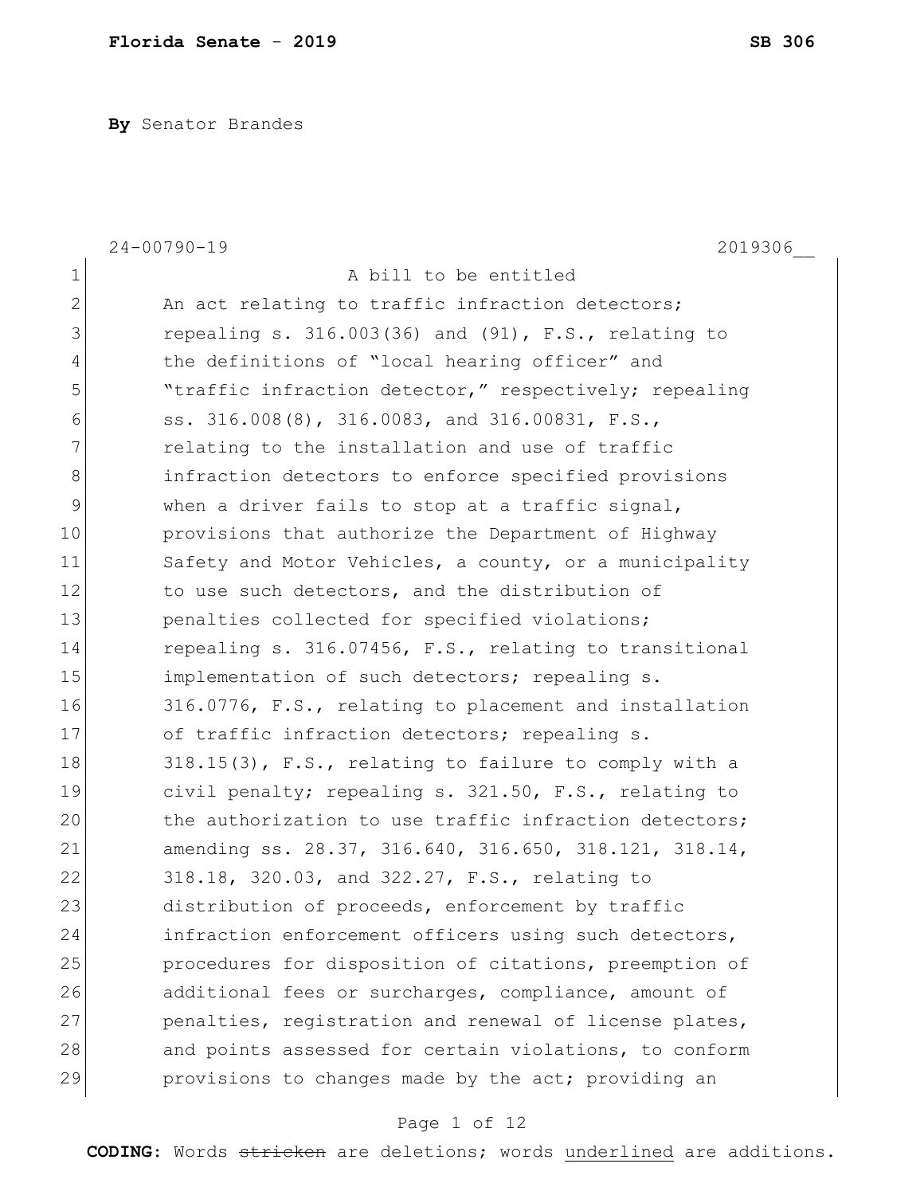**By** Senator Brandes

24-00790-19 2019306__

A bill to be entitled

An act relating to traffic infraction detectors; repealing s. 316.003(36) and (91), F.S., relating to the definitions of "local hearing officer" and "traffic infraction detector," respectively; repealing ss. 316.008(8), 316.0083, and 316.00831, F.S., relating to the installation and use of traffic infraction detectors to enforce specified provisions when a driver fails to stop at a traffic signal, provisions that authorize the Department of Highway Safety and Motor Vehicles, a county, or a municipality to use such detectors, and the distribution of penalties collected for specified violations; repealing s. 316.07456, F.S., relating to transitional implementation of such detectors; repealing s. 316.0776, F.S., relating to placement and installation of traffic infraction detectors; repealing s. 318.15(3), F.S., relating to failure to comply with a civil penalty; repealing s. 321.50, F.S., relating to the authorization to use traffic infraction detectors; amending ss. 28.37, 316.640, 316.650, 318.121, 318.14, 318.18, 320.03, and 322.27, F.S., relating to distribution of proceeds, enforcement by traffic infraction enforcement officers using such detectors, procedures for disposition of citations, preemption of additional fees or surcharges, compliance, amount of penalties, registration and renewal of license plates, and points assessed for certain violations, to conform provisions to changes made by the act; providing an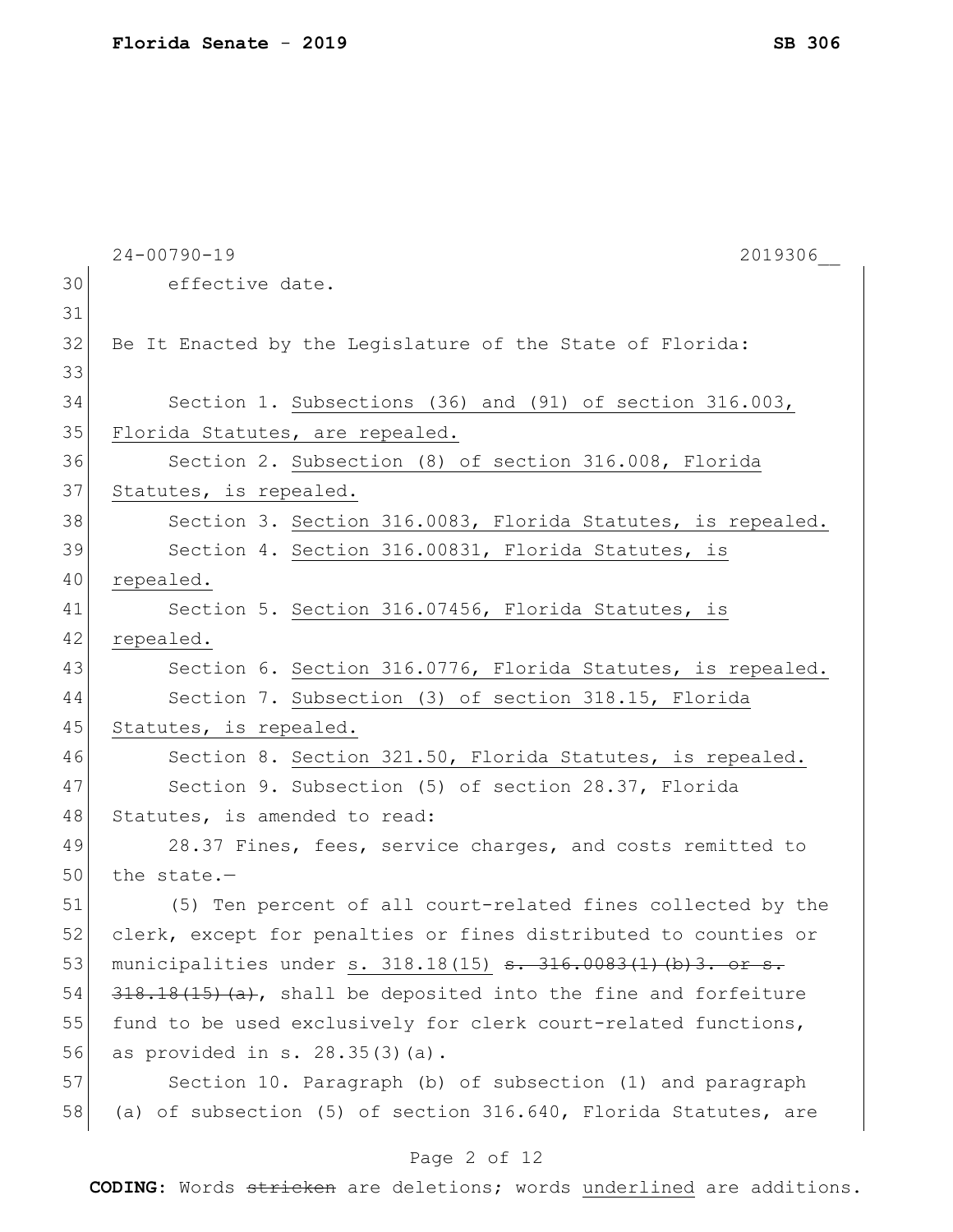effective date.

Be It Enacted by the Legislature of the State of Florida:

Section 1. Subsections (36) and (91) of section 316.003, Florida Statutes, are repealed.

Section 2. Subsection (8) of section 316.008, Florida Statutes, is repealed.

Section 3. Section 316.0083, Florida Statutes, is repealed.

Section 4. Section 316.00831, Florida Statutes, is repealed.

Section 5. Section 316.07456, Florida Statutes, is repealed.

Section 6. Section 316.0776, Florida Statutes, is repealed.

Section 7. Subsection (3) of section 318.15, Florida Statutes, is repealed.

Section 8. Section 321.50, Florida Statutes, is repealed.

Section 9. Subsection (5) of section 28.37, Florida Statutes, is amended to read:

28.37 Fines, fees, service charges, and costs remitted to the state.—

(5) Ten percent of all court-related fines collected by the clerk, except for penalties or fines distributed to counties or municipalities under s. 318.18(15) ~~s. 316.0083(1)(b)3. or s. 318.18(15)(a)~~, shall be deposited into the fine and forfeiture fund to be used exclusively for clerk court-related functions, as provided in s. 28.35(3)(a).

Section 10. Paragraph (b) of subsection (1) and paragraph (a) of subsection (5) of section 316.640, Florida Statutes, are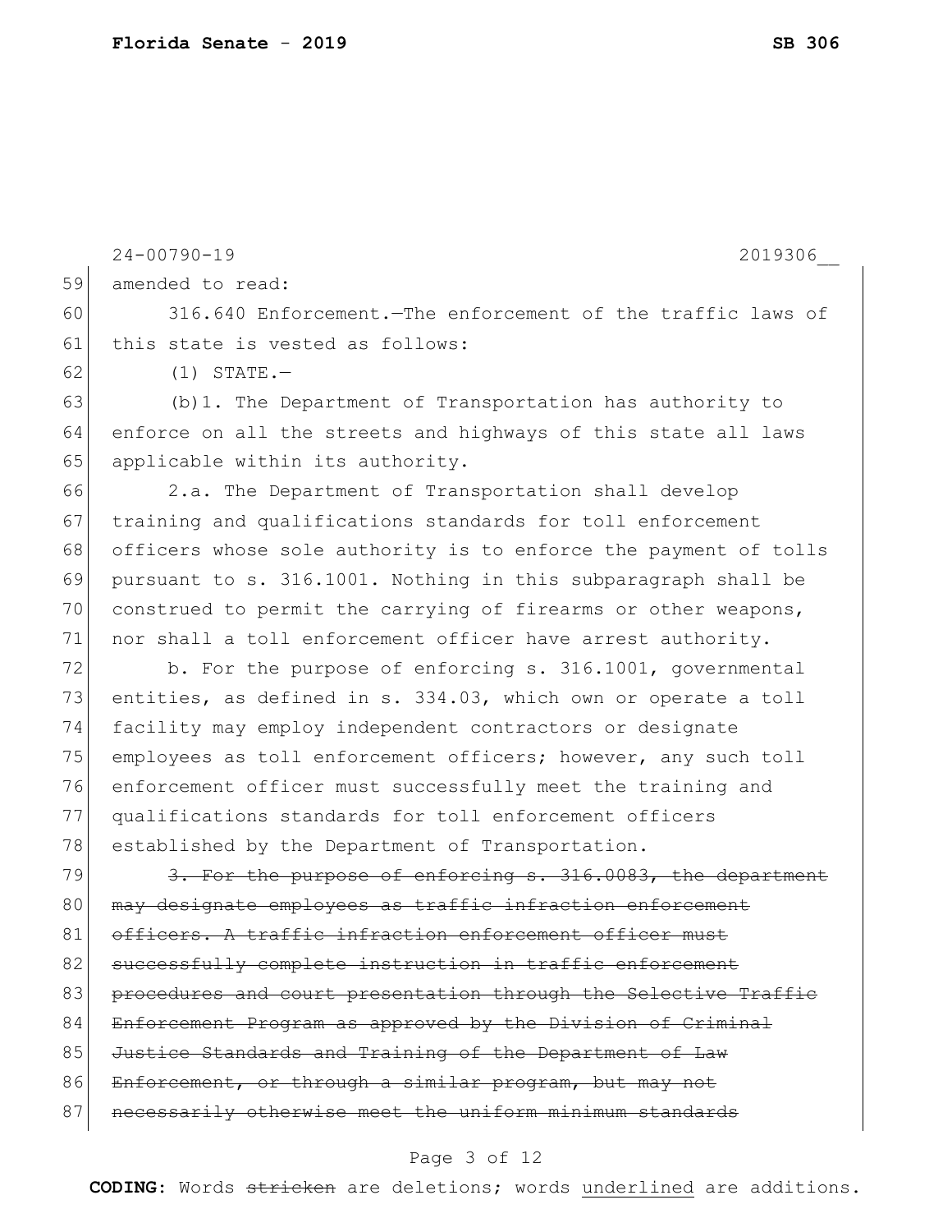24-00790-19 2019306__

amended to read:

316.640 Enforcement.—The enforcement of the traffic laws of this state is vested as follows:

(1) STATE.—

(b)1. The Department of Transportation has authority to enforce on all the streets and highways of this state all laws applicable within its authority.

2.a. The Department of Transportation shall develop training and qualifications standards for toll enforcement officers whose sole authority is to enforce the payment of tolls pursuant to s. 316.1001. Nothing in this subparagraph shall be construed to permit the carrying of firearms or other weapons, nor shall a toll enforcement officer have arrest authority.

b. For the purpose of enforcing s. 316.1001, governmental entities, as defined in s. 334.03, which own or operate a toll facility may employ independent contractors or designate employees as toll enforcement officers; however, any such toll enforcement officer must successfully meet the training and qualifications standards for toll enforcement officers established by the Department of Transportation.

~~3. For the purpose of enforcing s. 316.0083, the department may designate employees as traffic infraction enforcement officers. A traffic infraction enforcement officer must successfully complete instruction in traffic enforcement procedures and court presentation through the Selective Traffic Enforcement Program as approved by the Division of Criminal Justice Standards and Training of the Department of Law Enforcement, or through a similar program, but may not necessarily otherwise meet the uniform minimum standards~~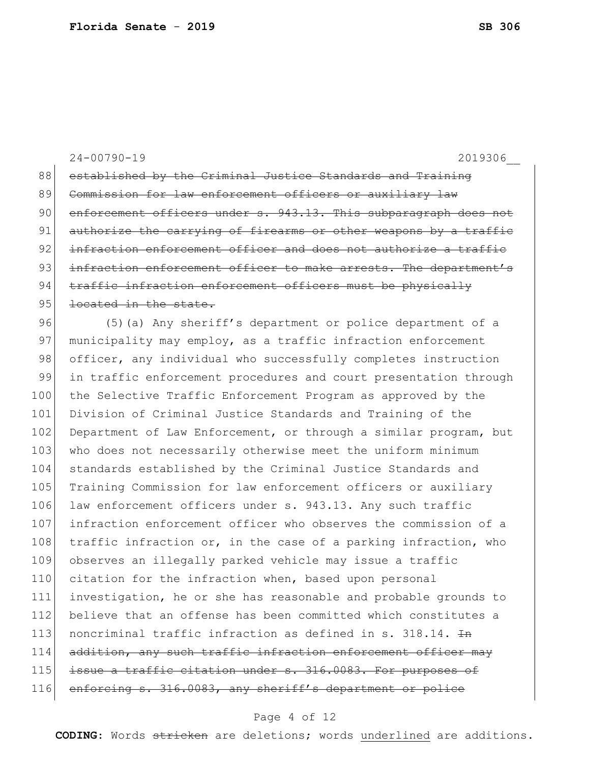~~established by the Criminal Justice Standards and Training Commission for law enforcement officers or auxiliary law enforcement officers under s. 943.13. This subparagraph does not authorize the carrying of firearms or other weapons by a traffic infraction enforcement officer and does not authorize a traffic infraction enforcement officer to make arrests. The department's traffic infraction enforcement officers must be physically located in the state.~~

(5)(a) Any sheriff's department or police department of a municipality may employ, as a traffic infraction enforcement officer, any individual who successfully completes instruction in traffic enforcement procedures and court presentation through the Selective Traffic Enforcement Program as approved by the Division of Criminal Justice Standards and Training of the Department of Law Enforcement, or through a similar program, but who does not necessarily otherwise meet the uniform minimum standards established by the Criminal Justice Standards and Training Commission for law enforcement officers or auxiliary law enforcement officers under s. 943.13. Any such traffic infraction enforcement officer who observes the commission of a traffic infraction or, in the case of a parking infraction, who observes an illegally parked vehicle may issue a traffic citation for the infraction when, based upon personal investigation, he or she has reasonable and probable grounds to believe that an offense has been committed which constitutes a noncriminal traffic infraction as defined in s. 318.14. ~~In addition, any such traffic infraction enforcement officer may issue a traffic citation under s. 316.0083. For purposes of enforcing s. 316.0083, any sheriff's department or police~~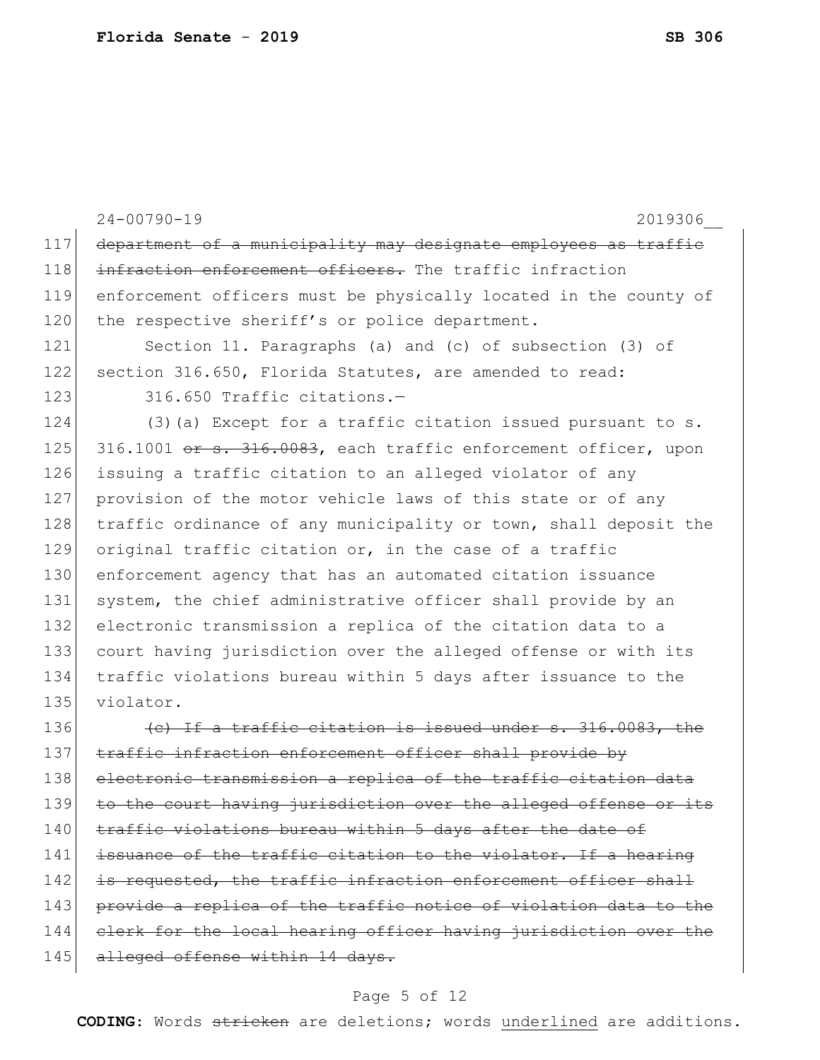~~department of a municipality may designate employees as traffic infraction enforcement officers.~~ The traffic infraction enforcement officers must be physically located in the county of the respective sheriff's or police department.

Section 11. Paragraphs (a) and (c) of subsection (3) of section 316.650, Florida Statutes, are amended to read:

316.650 Traffic citations.—

(3)(a) Except for a traffic citation issued pursuant to s. 316.1001 ~~or s. 316.0083~~, each traffic enforcement officer, upon issuing a traffic citation to an alleged violator of any provision of the motor vehicle laws of this state or of any traffic ordinance of any municipality or town, shall deposit the original traffic citation or, in the case of a traffic enforcement agency that has an automated citation issuance system, the chief administrative officer shall provide by an electronic transmission a replica of the citation data to a court having jurisdiction over the alleged offense or with its traffic violations bureau within 5 days after issuance to the violator.

~~(c) If a traffic citation is issued under s. 316.0083, the traffic infraction enforcement officer shall provide by electronic transmission a replica of the traffic citation data to the court having jurisdiction over the alleged offense or its traffic violations bureau within 5 days after the date of issuance of the traffic citation to the violator. If a hearing is requested, the traffic infraction enforcement officer shall provide a replica of the traffic notice of violation data to the clerk for the local hearing officer having jurisdiction over the alleged offense within 14 days.~~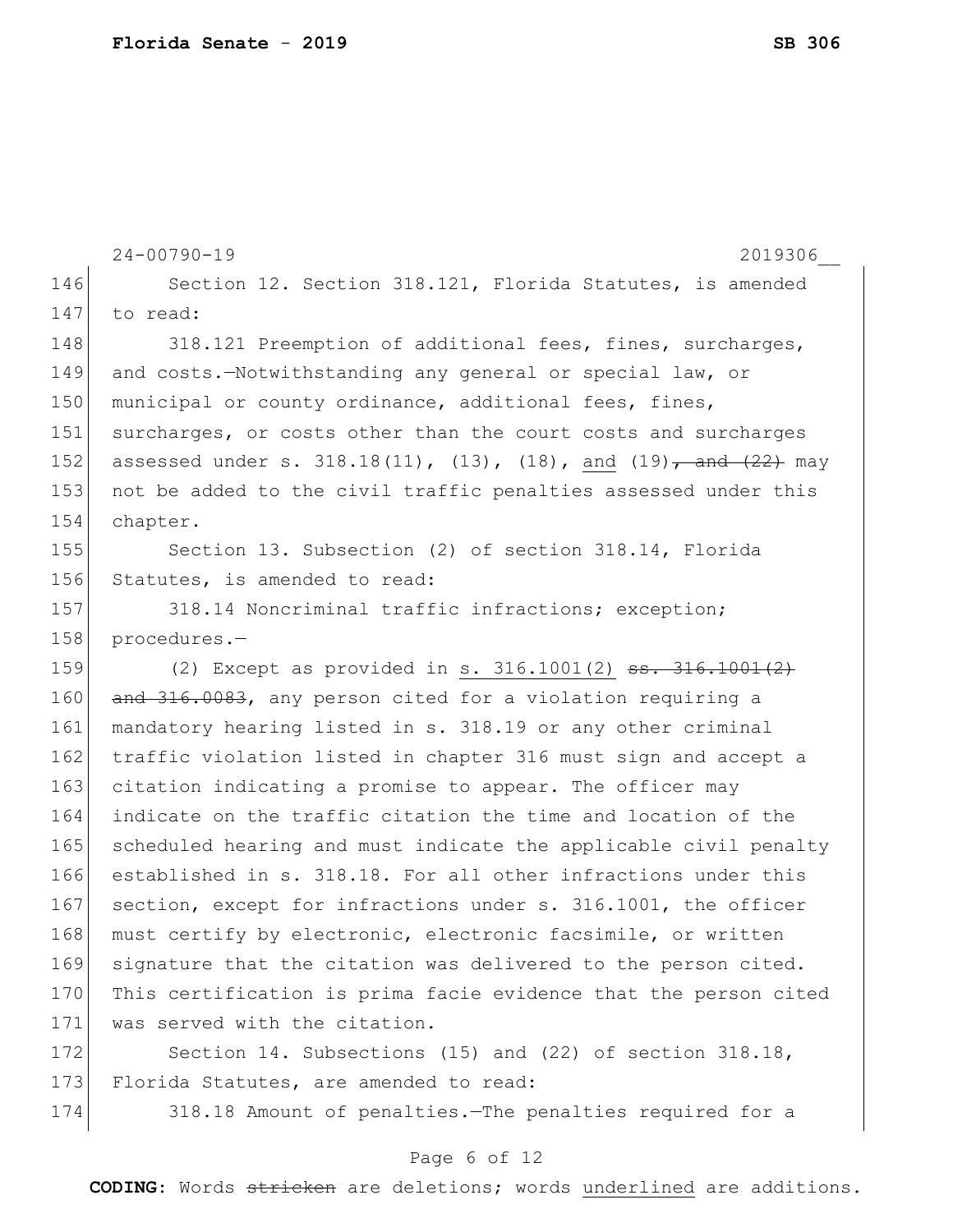Section 12. Section 318.121, Florida Statutes, is amended to read:

318.121 Preemption of additional fees, fines, surcharges, and costs.—Notwithstanding any general or special law, or municipal or county ordinance, additional fees, fines, surcharges, or costs other than the court costs and surcharges assessed under s. 318.18(11), (13), (18), <u>and</u> (19)~~, and (22)~~ may not be added to the civil traffic penalties assessed under this chapter.

Section 13. Subsection (2) of section 318.14, Florida Statutes, is amended to read:

318.14 Noncriminal traffic infractions; exception; procedures.—

(2) Except as provided in <u>s. 316.1001(2)</u> ~~ss. 316.1001(2) and 316.0083~~, any person cited for a violation requiring a mandatory hearing listed in s. 318.19 or any other criminal traffic violation listed in chapter 316 must sign and accept a citation indicating a promise to appear. The officer may indicate on the traffic citation the time and location of the scheduled hearing and must indicate the applicable civil penalty established in s. 318.18. For all other infractions under this section, except for infractions under s. 316.1001, the officer must certify by electronic, electronic facsimile, or written signature that the citation was delivered to the person cited. This certification is prima facie evidence that the person cited was served with the citation.

Section 14. Subsections (15) and (22) of section 318.18, Florida Statutes, are amended to read:

318.18 Amount of penalties.—The penalties required for a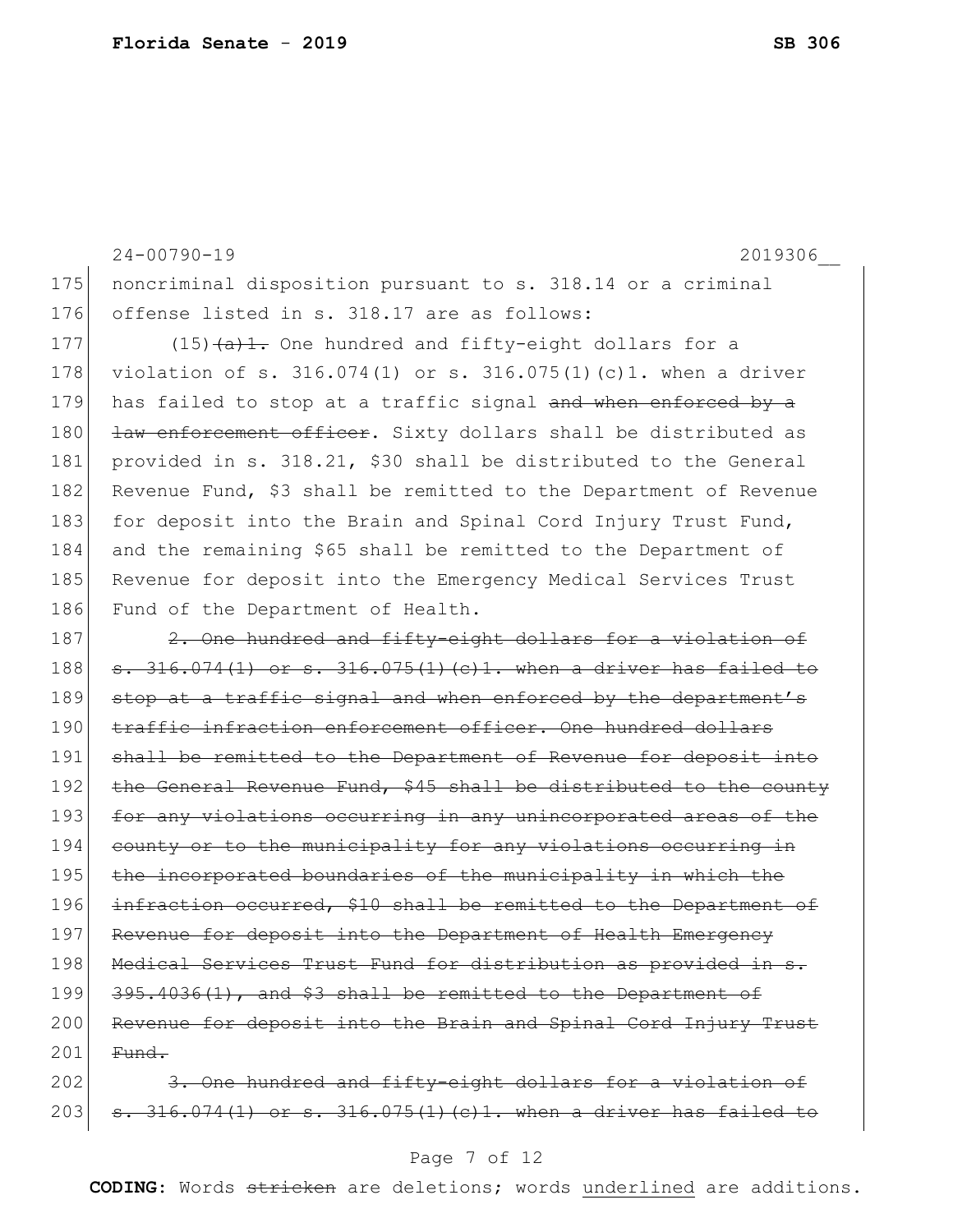24-00790-19 2019306__

175 noncriminal disposition pursuant to s. 318.14 or a criminal
176 offense listed in s. 318.17 are as follows:

177 (15) ~~(a)1.~~ One hundred and fifty-eight dollars for a
178 violation of s. 316.074(1) or s. 316.075(1)(c)1. when a driver
179 has failed to stop at a traffic signal ~~and when enforced by a~~
180 ~~law enforcement officer~~. Sixty dollars shall be distributed as
181 provided in s. 318.21, $30 shall be distributed to the General
182 Revenue Fund, $3 shall be remitted to the Department of Revenue
183 for deposit into the Brain and Spinal Cord Injury Trust Fund,
184 and the remaining $65 shall be remitted to the Department of
185 Revenue for deposit into the Emergency Medical Services Trust
186 Fund of the Department of Health.

187 ~~2. One hundred and fifty-eight dollars for a violation of~~
188 ~~s. 316.074(1) or s. 316.075(1)(c)1. when a driver has failed to~~
189 ~~stop at a traffic signal and when enforced by the department's~~
190 ~~traffic infraction enforcement officer. One hundred dollars~~
191 ~~shall be remitted to the Department of Revenue for deposit into~~
192 ~~the General Revenue Fund, $45 shall be distributed to the county~~
193 ~~for any violations occurring in any unincorporated areas of the~~
194 ~~county or to the municipality for any violations occurring in~~
195 ~~the incorporated boundaries of the municipality in which the~~
196 ~~infraction occurred, $10 shall be remitted to the Department of~~
197 ~~Revenue for deposit into the Department of Health Emergency~~
198 ~~Medical Services Trust Fund for distribution as provided in s.~~
199 ~~395.4036(1), and $3 shall be remitted to the Department of~~
200 ~~Revenue for deposit into the Brain and Spinal Cord Injury Trust~~
201 ~~Fund.~~

202 ~~3. One hundred and fifty-eight dollars for a violation of~~
203 ~~s. 316.074(1) or s. 316.075(1)(c)1. when a driver has failed to~~

**CODING:** Words ~~stricken~~ are deletions; words <u>underlined</u> are additions.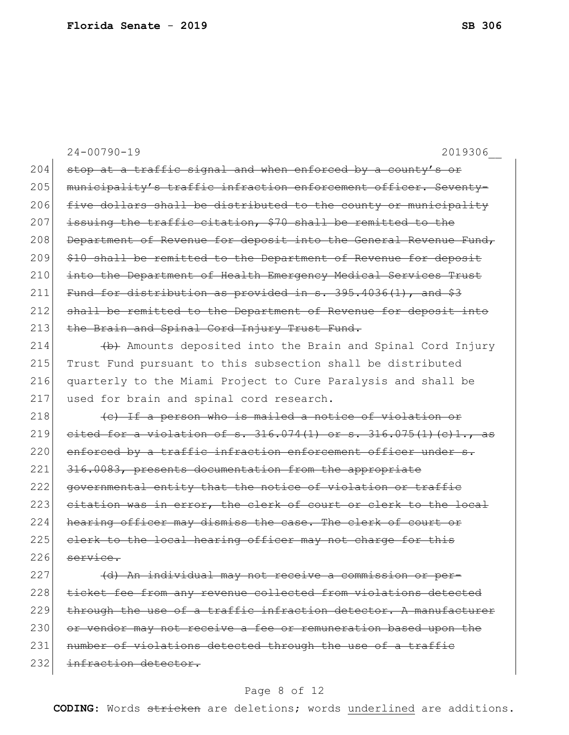~~stop at a traffic signal and when enforced by a county's or municipality's traffic infraction enforcement officer. Seventy-five dollars shall be distributed to the county or municipality issuing the traffic citation, $70 shall be remitted to the Department of Revenue for deposit into the General Revenue Fund, $10 shall be remitted to the Department of Revenue for deposit into the Department of Health Emergency Medical Services Trust Fund for distribution as provided in s. 395.4036(1), and $3 shall be remitted to the Department of Revenue for deposit into the Brain and Spinal Cord Injury Trust Fund.~~

~~(b)~~ Amounts deposited into the Brain and Spinal Cord Injury Trust Fund pursuant to this subsection shall be distributed quarterly to the Miami Project to Cure Paralysis and shall be used for brain and spinal cord research.

~~(c) If a person who is mailed a notice of violation or cited for a violation of s. 316.074(1) or s. 316.075(1)(c)1., as enforced by a traffic infraction enforcement officer under s. 316.0083, presents documentation from the appropriate governmental entity that the notice of violation or traffic citation was in error, the clerk of court or clerk to the local hearing officer may dismiss the case. The clerk of court or clerk to the local hearing officer may not charge for this service.~~

~~(d) An individual may not receive a commission or per-ticket fee from any revenue collected from violations detected through the use of a traffic infraction detector. A manufacturer or vendor may not receive a fee or remuneration based upon the number of violations detected through the use of a traffic infraction detector.~~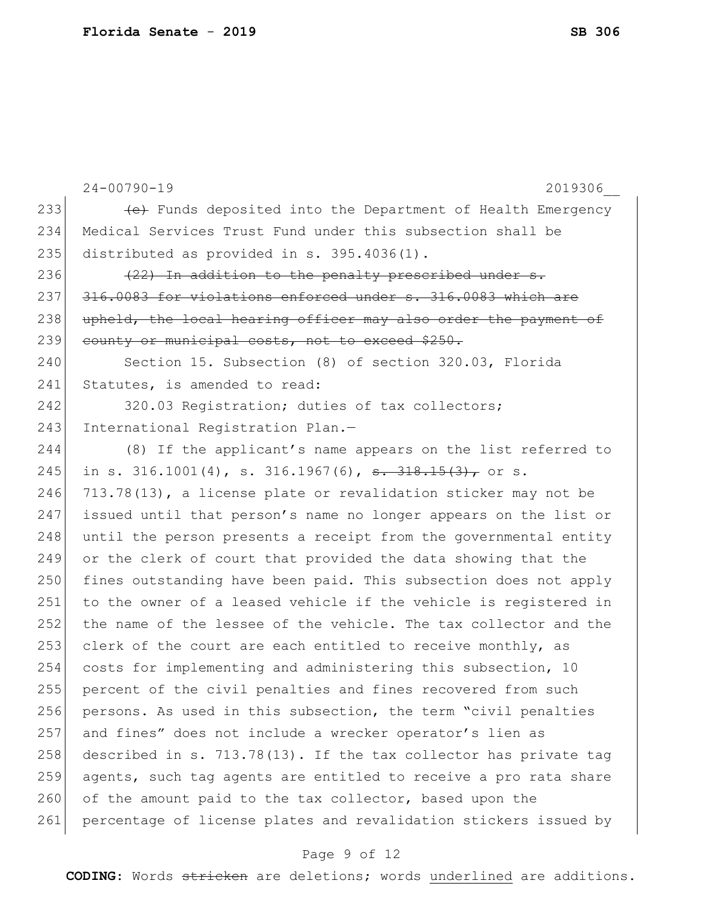24-00790-19 2019306__

~~(e)~~ Funds deposited into the Department of Health Emergency Medical Services Trust Fund under this subsection shall be distributed as provided in s. 395.4036(1).

~~(22) In addition to the penalty prescribed under s. 316.0083 for violations enforced under s. 316.0083 which are upheld, the local hearing officer may also order the payment of county or municipal costs, not to exceed $250.~~

Section 15. Subsection (8) of section 320.03, Florida Statutes, is amended to read:

320.03 Registration; duties of tax collectors; International Registration Plan.—

(8) If the applicant's name appears on the list referred to in s. 316.1001(4), s. 316.1967(6), ~~s. 318.15(3),~~ or s. 713.78(13), a license plate or revalidation sticker may not be issued until that person's name no longer appears on the list or until the person presents a receipt from the governmental entity or the clerk of court that provided the data showing that the fines outstanding have been paid. This subsection does not apply to the owner of a leased vehicle if the vehicle is registered in the name of the lessee of the vehicle. The tax collector and the clerk of the court are each entitled to receive monthly, as costs for implementing and administering this subsection, 10 percent of the civil penalties and fines recovered from such persons. As used in this subsection, the term "civil penalties and fines" does not include a wrecker operator's lien as described in s. 713.78(13). If the tax collector has private tag agents, such tag agents are entitled to receive a pro rata share of the amount paid to the tax collector, based upon the percentage of license plates and revalidation stickers issued by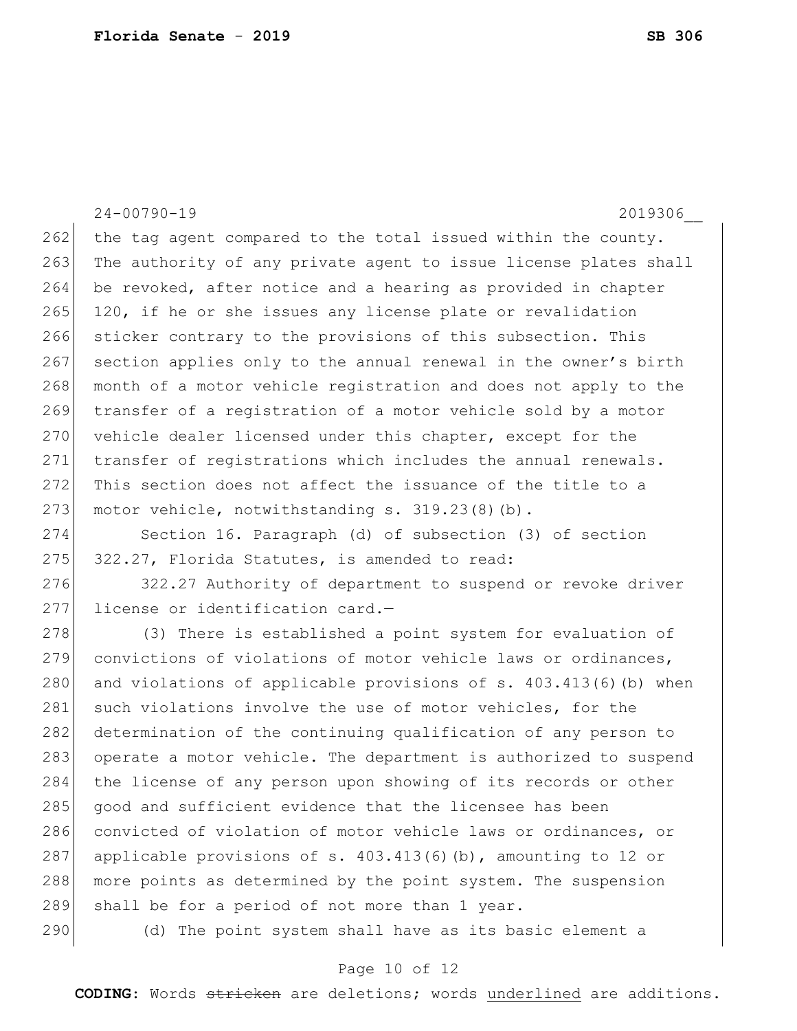the tag agent compared to the total issued within the county. The authority of any private agent to issue license plates shall be revoked, after notice and a hearing as provided in chapter 120, if he or she issues any license plate or revalidation sticker contrary to the provisions of this subsection. This section applies only to the annual renewal in the owner's birth month of a motor vehicle registration and does not apply to the transfer of a registration of a motor vehicle sold by a motor vehicle dealer licensed under this chapter, except for the transfer of registrations which includes the annual renewals. This section does not affect the issuance of the title to a motor vehicle, notwithstanding s. 319.23(8)(b).

Section 16. Paragraph (d) of subsection (3) of section 322.27, Florida Statutes, is amended to read:

322.27 Authority of department to suspend or revoke driver license or identification card.—

(3) There is established a point system for evaluation of convictions of violations of motor vehicle laws or ordinances, and violations of applicable provisions of s. 403.413(6)(b) when such violations involve the use of motor vehicles, for the determination of the continuing qualification of any person to operate a motor vehicle. The department is authorized to suspend the license of any person upon showing of its records or other good and sufficient evidence that the licensee has been convicted of violation of motor vehicle laws or ordinances, or applicable provisions of s. 403.413(6)(b), amounting to 12 or more points as determined by the point system. The suspension shall be for a period of not more than 1 year.

(d) The point system shall have as its basic element a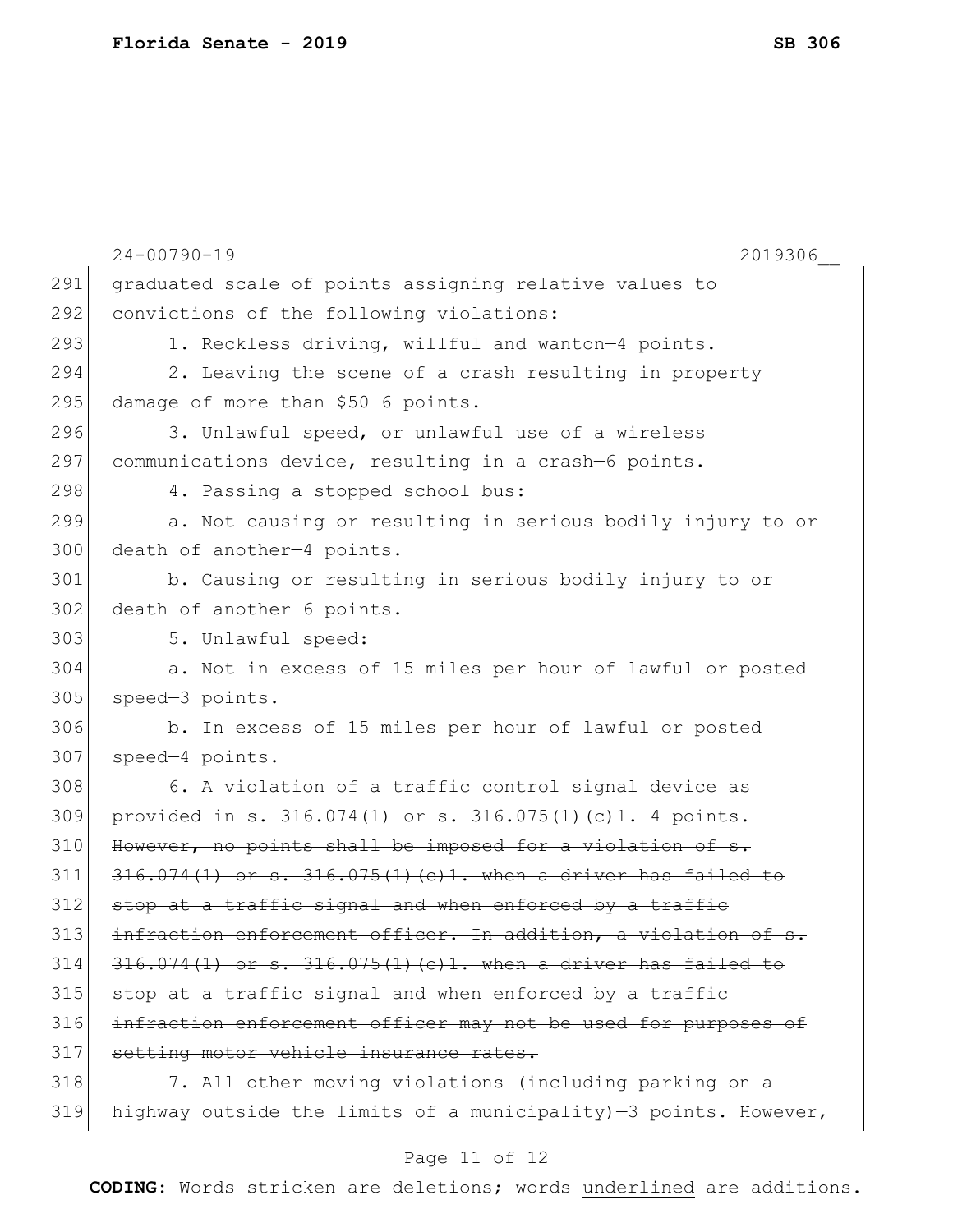graduated scale of points assigning relative values to convictions of the following violations:

1. Reckless driving, willful and wanton—4 points.

2. Leaving the scene of a crash resulting in property damage of more than $50—6 points.

3. Unlawful speed, or unlawful use of a wireless communications device, resulting in a crash—6 points.

4. Passing a stopped school bus:

a. Not causing or resulting in serious bodily injury to or death of another—4 points.

b. Causing or resulting in serious bodily injury to or death of another—6 points.

5. Unlawful speed:

a. Not in excess of 15 miles per hour of lawful or posted speed—3 points.

b. In excess of 15 miles per hour of lawful or posted speed—4 points.

6. A violation of a traffic control signal device as provided in s. 316.074(1) or s. 316.075(1)(c)1.—4 points. ~~However, no points shall be imposed for a violation of s. 316.074(1) or s. 316.075(1)(c)1. when a driver has failed to stop at a traffic signal and when enforced by a traffic infraction enforcement officer. In addition, a violation of s. 316.074(1) or s. 316.075(1)(c)1. when a driver has failed to stop at a traffic signal and when enforced by a traffic infraction enforcement officer may not be used for purposes of setting motor vehicle insurance rates.~~

7. All other moving violations (including parking on a highway outside the limits of a municipality)—3 points. However,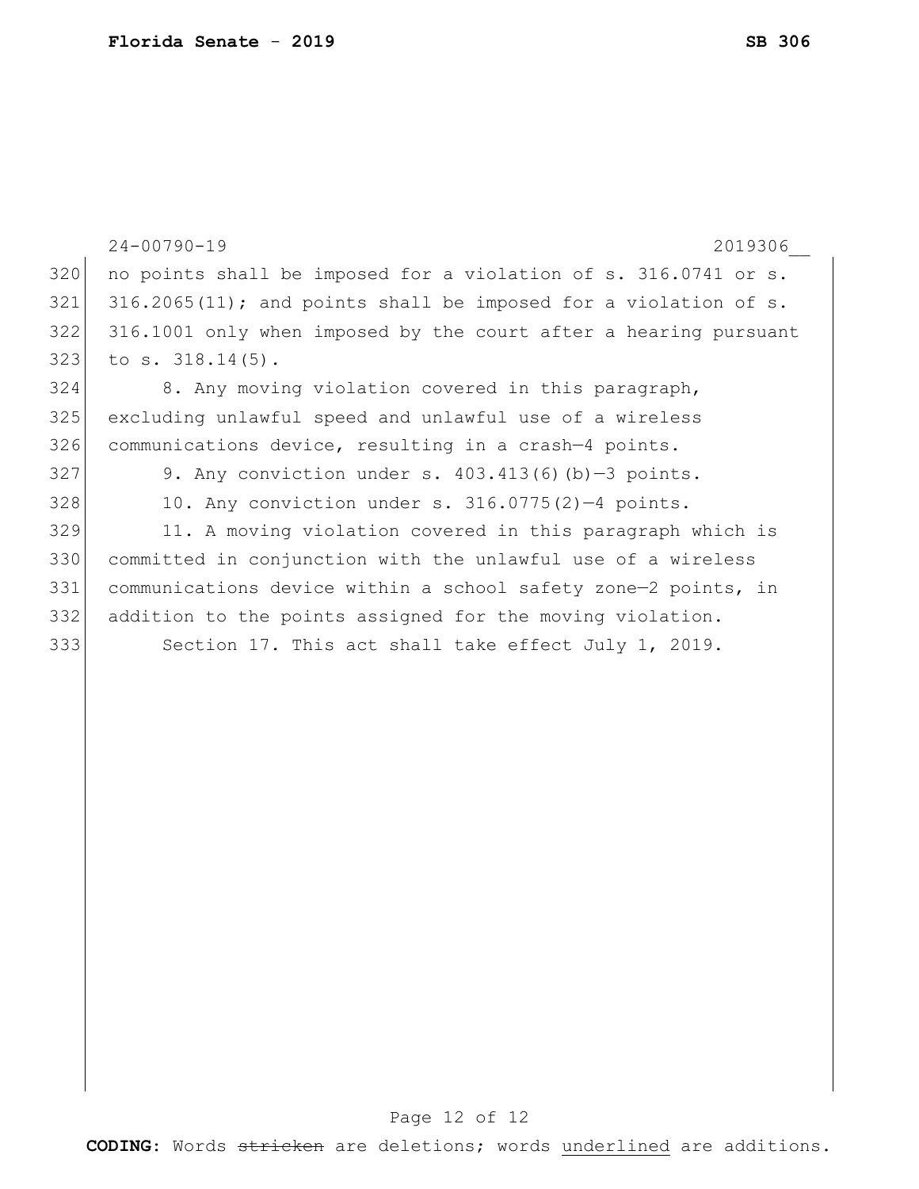24-00790-19 2019306__

no points shall be imposed for a violation of s. 316.0741 or s. 316.2065(11); and points shall be imposed for a violation of s. 316.1001 only when imposed by the court after a hearing pursuant to s. 318.14(5).

8. Any moving violation covered in this paragraph, excluding unlawful speed and unlawful use of a wireless communications device, resulting in a crash—4 points.

9. Any conviction under s. 403.413(6)(b)—3 points.

10. Any conviction under s. 316.0775(2)—4 points.

11. A moving violation covered in this paragraph which is committed in conjunction with the unlawful use of a wireless communications device within a school safety zone—2 points, in addition to the points assigned for the moving violation.

Section 17. This act shall take effect July 1, 2019.

**CODING:** Words ~~stricken~~ are deletions; words <u>underlined</u> are additions.